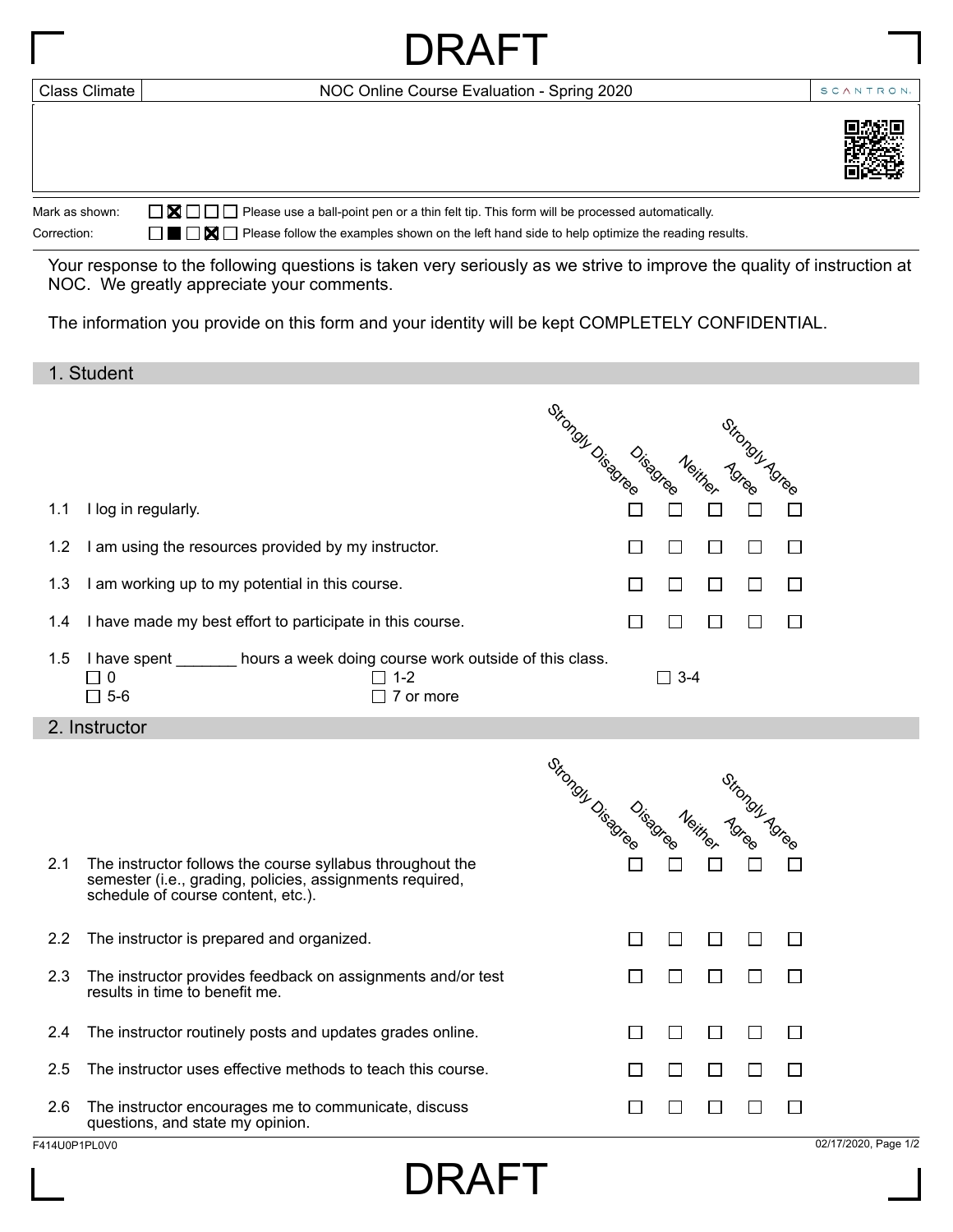DRAFT

Class Climate | NOC Online Course Evaluation - Spring 2020 | SCANTRON

Mark as shown: ☐ ☒ ☐ ☐ ☐ Please use a ball-point pen or a thin felt tip. This form will be processed automatically.

Correction: ☐ ■ ☐ ☒ ☐ Please follow the examples shown on the left hand side to help optimize the reading results.

Your response to the following questions is taken very seriously as we strive to improve the quality of instruction at NOC. We greatly appreciate your comments.

The information you provide on this form and your identity will be kept COMPLETELY CONFIDENTIAL.

## 1. Student

| | | Strongly Disagree | Disagree | Neither | Agree | Strongly Agree |
|---|---|---|---|---|---|---|
| 1.1 | I log in regularly. | ☐ | ☐ | ☐ | ☐ | ☐ |
| 1.2 | I am using the resources provided by my instructor. | ☐ | ☐ | ☐ | ☐ | ☐ |
| 1.3 | I am working up to my potential in this course. | ☐ | ☐ | ☐ | ☐ | ☐ |
| 1.4 | I have made my best effort to participate in this course. | ☐ | ☐ | ☐ | ☐ | ☐ |

1.5 I have spent _______ hours a week doing course work outside of this class.

☐ 0 ☐ 1-2 ☐ 3-4 ☐ 5-6 ☐ 7 or more

## 2. Instructor

| | | Strongly Disagree | Disagree | Neither | Agree | Strongly Agree |
|---|---|---|---|---|---|---|
| 2.1 | The instructor follows the course syllabus throughout the semester (i.e., grading, policies, assignments required, schedule of course content, etc.). | ☐ | ☐ | ☐ | ☐ | ☐ |
| 2.2 | The instructor is prepared and organized. | ☐ | ☐ | ☐ | ☐ | ☐ |
| 2.3 | The instructor provides feedback on assignments and/or test results in time to benefit me. | ☐ | ☐ | ☐ | ☐ | ☐ |
| 2.4 | The instructor routinely posts and updates grades online. | ☐ | ☐ | ☐ | ☐ | ☐ |
| 2.5 | The instructor uses effective methods to teach this course. | ☐ | ☐ | ☐ | ☐ | ☐ |
| 2.6 | The instructor encourages me to communicate, discuss questions, and state my opinion. | ☐ | ☐ | ☐ | ☐ | ☐ |

F414U0P1PL0V0

DRAFT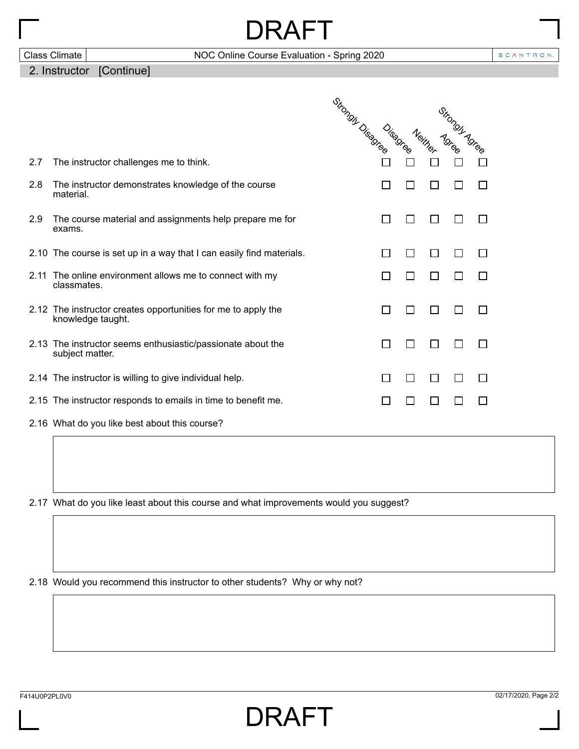DRAFT

Class Climate | NOC Online Course Evaluation - Spring 2020

## 2. Instructor [Continue]

| | | Strongly Disagree | Disagree | Neither | Agree | Strongly Agree |
|---|---|---|---|---|---|---|
| 2.7 | The instructor challenges me to think. | ☐ | ☐ | ☐ | ☐ | ☐ |
| 2.8 | The instructor demonstrates knowledge of the course material. | ☐ | ☐ | ☐ | ☐ | ☐ |
| 2.9 | The course material and assignments help prepare me for exams. | ☐ | ☐ | ☐ | ☐ | ☐ |
| 2.10 | The course is set up in a way that I can easily find materials. | ☐ | ☐ | ☐ | ☐ | ☐ |
| 2.11 | The online environment allows me to connect with my classmates. | ☐ | ☐ | ☐ | ☐ | ☐ |
| 2.12 | The instructor creates opportunities for me to apply the knowledge taught. | ☐ | ☐ | ☐ | ☐ | ☐ |
| 2.13 | The instructor seems enthusiastic/passionate about the subject matter. | ☐ | ☐ | ☐ | ☐ | ☐ |
| 2.14 | The instructor is willing to give individual help. | ☐ | ☐ | ☐ | ☐ | ☐ |
| 2.15 | The instructor responds to emails in time to benefit me. | ☐ | ☐ | ☐ | ☐ | ☐ |

2.16 What do you like best about this course?

2.17 What do you like least about this course and what improvements would you suggest?

2.18 Would you recommend this instructor to other students? Why or why not?

F414U0P2PL0V0

DRAFT